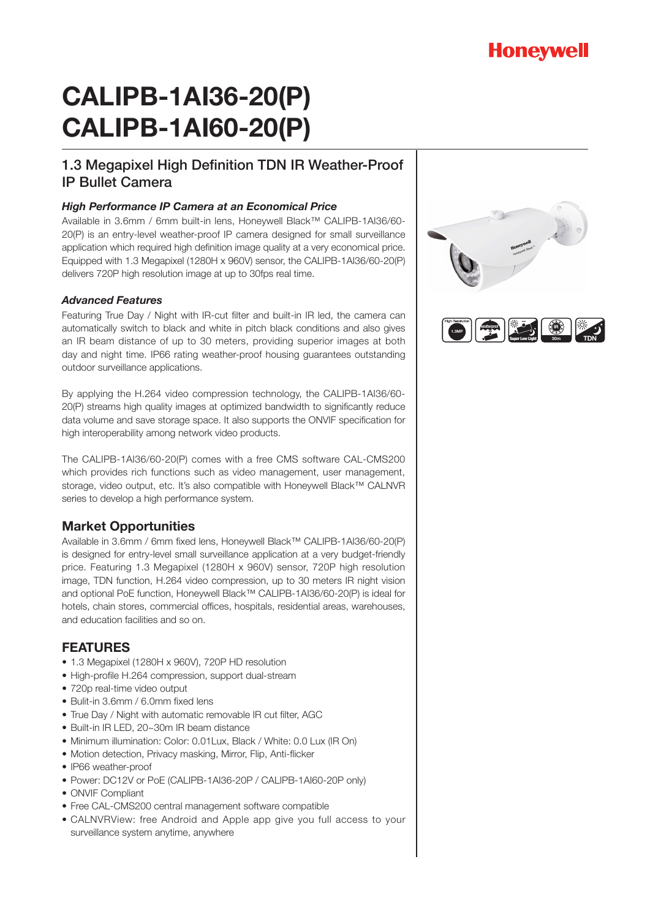# CALIPB-1AI36-20(P)
# CALIPB-1AI60-20(P)

## 1.3 Megapixel High Definition TDN IR Weather-Proof IP Bullet Camera

### *High Performance IP Camera at an Economical Price*

Available in 3.6mm / 6mm built-in lens, Honeywell Black™ CALIPB-1AI36/60-20(P) is an entry-level weather-proof IP camera designed for small surveillance application which required high definition image quality at a very economical price. Equipped with 1.3 Megapixel (1280H x 960V) sensor, the CALIPB-1AI36/60-20(P) delivers 720P high resolution image at up to 30fps real time.

### *Advanced Features*

Featuring True Day / Night with IR-cut filter and built-in IR led, the camera can automatically switch to black and white in pitch black conditions and also gives an IR beam distance of up to 30 meters, providing superior images at both day and night time. IP66 rating weather-proof housing guarantees outstanding outdoor surveillance applications.

By applying the H.264 video compression technology, the CALIPB-1AI36/60-20(P) streams high quality images at optimized bandwidth to significantly reduce data volume and save storage space. It also supports the ONVIF specification for high interoperability among network video products.

The CALIPB-1AI36/60-20(P) comes with a free CMS software CAL-CMS200 which provides rich functions such as video management, user management, storage, video output, etc. It's also compatible with Honeywell Black™ CALNVR series to develop a high performance system.

## Market Opportunities

Available in 3.6mm / 6mm fixed lens, Honeywell Black™ CALIPB-1AI36/60-20(P) is designed for entry-level small surveillance application at a very budget-friendly price. Featuring 1.3 Megapixel (1280H x 960V) sensor, 720P high resolution image, TDN function, H.264 video compression, up to 30 meters IR night vision and optional PoE function, Honeywell Black™ CALIPB-1AI36/60-20(P) is ideal for hotels, chain stores, commercial offices, hospitals, residential areas, warehouses, and education facilities and so on.

## FEATURES

- 1.3 Megapixel (1280H x 960V), 720P HD resolution
- High-profile H.264 compression, support dual-stream
- 720p real-time video output
- Bulit-in 3.6mm / 6.0mm fixed lens
- True Day / Night with automatic removable IR cut filter, AGC
- Built-in IR LED, 20~30m IR beam distance
- Minimum illumination: Color: 0.01Lux, Black / White: 0.0 Lux (IR On)
- Motion detection, Privacy masking, Mirror, Flip, Anti-flicker
- IP66 weather-proof
- Power: DC12V or PoE (CALIPB-1AI36-20P / CALIPB-1AI60-20P only)
- ONVIF Compliant
- Free CAL-CMS200 central management software compatible
- CALNVRView: free Android and Apple app give you full access to your surveillance system anytime, anywhere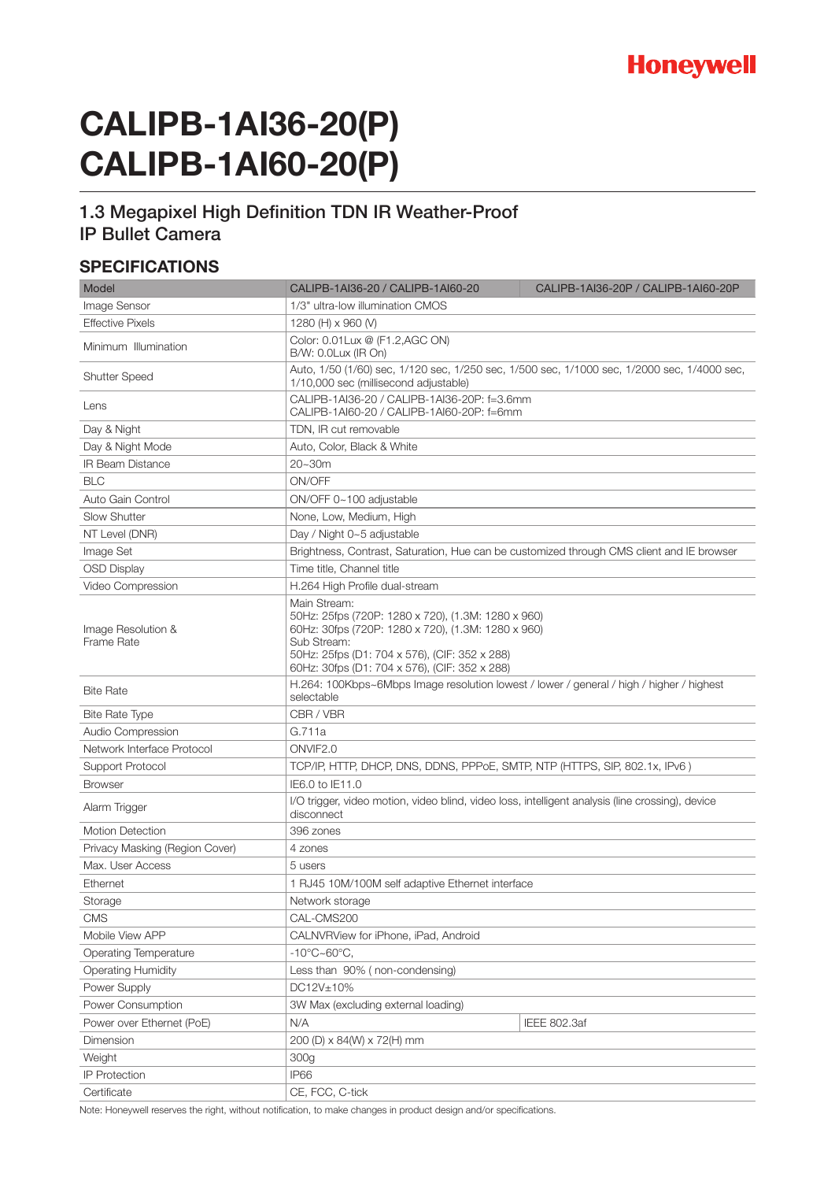Honeywell

# CALIPB-1AI36-20(P)
# CALIPB-1AI60-20(P)

## 1.3 Megapixel High Definition TDN IR Weather-Proof IP Bullet Camera

### SPECIFICATIONS

| Model | CALIPB-1AI36-20 / CALIPB-1AI60-20 | CALIPB-1AI36-20P / CALIPB-1AI60-20P |
|---|---|---|
| Image Sensor | 1/3" ultra-low illumination CMOS | |
| Effective Pixels | 1280 (H) x 960 (V) | |
| Minimum Illumination | Color: 0.01Lux @ (F1.2,AGC ON)<br>B/W: 0.0Lux (IR On) | |
| Shutter Speed | Auto, 1/50 (1/60) sec, 1/120 sec, 1/250 sec, 1/500 sec, 1/1000 sec, 1/2000 sec, 1/4000 sec, 1/10,000 sec (millisecond adjustable) | |
| Lens | CALIPB-1AI36-20 / CALIPB-1AI36-20P: f=3.6mm<br>CALIPB-1AI60-20 / CALIPB-1AI60-20P: f=6mm | |
| Day & Night | TDN, IR cut removable | |
| Day & Night Mode | Auto, Color, Black & White | |
| IR Beam Distance | 20~30m | |
| BLC | ON/OFF | |
| Auto Gain Control | ON/OFF 0~100 adjustable | |
| Slow Shutter | None, Low, Medium, High | |
| NT Level (DNR) | Day / Night 0~5 adjustable | |
| Image Set | Brightness, Contrast, Saturation, Hue can be customized through CMS client and IE browser | |
| OSD Display | Time title, Channel title | |
| Video Compression | H.264 High Profile dual-stream | |
| Image Resolution & Frame Rate | Main Stream:<br>50Hz: 25fps (720P: 1280 x 720), (1.3M: 1280 x 960)<br>60Hz: 30fps (720P: 1280 x 720), (1.3M: 1280 x 960)<br>Sub Stream:<br>50Hz: 25fps (D1: 704 x 576), (CIF: 352 x 288)<br>60Hz: 30fps (D1: 704 x 576), (CIF: 352 x 288) | |
| Bite Rate | H.264: 100Kbps~6Mbps Image resolution lowest / lower / general / high / higher / highest selectable | |
| Bite Rate Type | CBR / VBR | |
| Audio Compression | G.711a | |
| Network Interface Protocol | ONVIF2.0 | |
| Support Protocol | TCP/IP, HTTP, DHCP, DNS, DDNS, PPPoE, SMTP, NTP (HTTPS, SIP, 802.1x, IPv6 ) | |
| Browser | IE6.0 to IE11.0 | |
| Alarm Trigger | I/O trigger, video motion, video blind, video loss, intelligent analysis (line crossing), device disconnect | |
| Motion Detection | 396 zones | |
| Privacy Masking (Region Cover) | 4 zones | |
| Max. User Access | 5 users | |
| Ethernet | 1 RJ45 10M/100M self adaptive Ethernet interface | |
| Storage | Network storage | |
| CMS | CAL-CMS200 | |
| Mobile View APP | CALNVRView for iPhone, iPad, Android | |
| Operating Temperature | -10°C~60°C, | |
| Operating Humidity | Less than 90% ( non-condensing) | |
| Power Supply | DC12V±10% | |
| Power Consumption | 3W Max (excluding external loading) | |
| Power over Ethernet (PoE) | N/A | IEEE 802.3af |
| Dimension | 200 (D) x 84(W) x 72(H) mm | |
| Weight | 300g | |
| IP Protection | IP66 | |
| Certificate | CE, FCC, C-tick | |

Note: Honeywell reserves the right, without notification, to make changes in product design and/or specifications.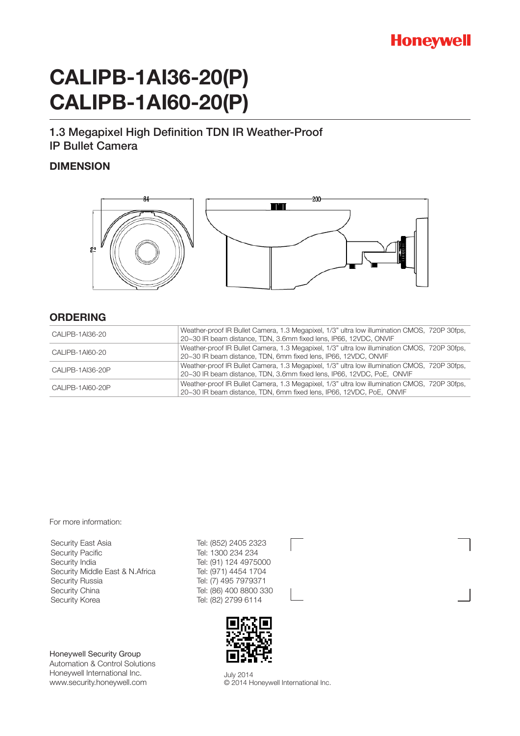Honeywell

# CALIPB-1AI36-20(P)
# CALIPB-1AI60-20(P)

## 1.3 Megapixel High Definition TDN IR Weather-Proof IP Bullet Camera

### DIMENSION

84

200

72

### ORDERING

| | |
|---|---|
| CALIPB-1AI36-20 | Weather-proof IR Bullet Camera, 1.3 Megapixel, 1/3" ultra low illumination CMOS, 720P 30fps, 20~30 IR beam distance, TDN, 3.6mm fixed lens, IP66, 12VDC, ONVIF |
| CALIPB-1AI60-20 | Weather-proof IR Bullet Camera, 1.3 Megapixel, 1/3" ultra low illumination CMOS, 720P 30fps, 20~30 IR beam distance, TDN, 6mm fixed lens, IP66, 12VDC, ONVIF |
| CALIPB-1AI36-20P | Weather-proof IR Bullet Camera, 1.3 Megapixel, 1/3" ultra low illumination CMOS, 720P 30fps, 20~30 IR beam distance, TDN, 3.6mm fixed lens, IP66, 12VDC, PoE, ONVIF |
| CALIPB-1AI60-20P | Weather-proof IR Bullet Camera, 1.3 Megapixel, 1/3" ultra low illumination CMOS, 720P 30fps, 20~30 IR beam distance, TDN, 6mm fixed lens, IP66, 12VDC, PoE, ONVIF |

For more information:

| | |
|---|---|
| Security East Asia | Tel: (852) 2405 2323 |
| Security Pacific | Tel: 1300 234 234 |
| Security India | Tel: (91) 124 4975000 |
| Security Middle East & N.Africa | Tel: (971) 4454 1704 |
| Security Russia | Tel: (7) 495 7979371 |
| Security China | Tel: (86) 400 8800 330 |
| Security Korea | Tel: (82) 2799 6114 |

Honeywell Security Group
Automation & Control Solutions
Honeywell International Inc.
www.security.honeywell.com

July 2014
© 2014 Honeywell International Inc.